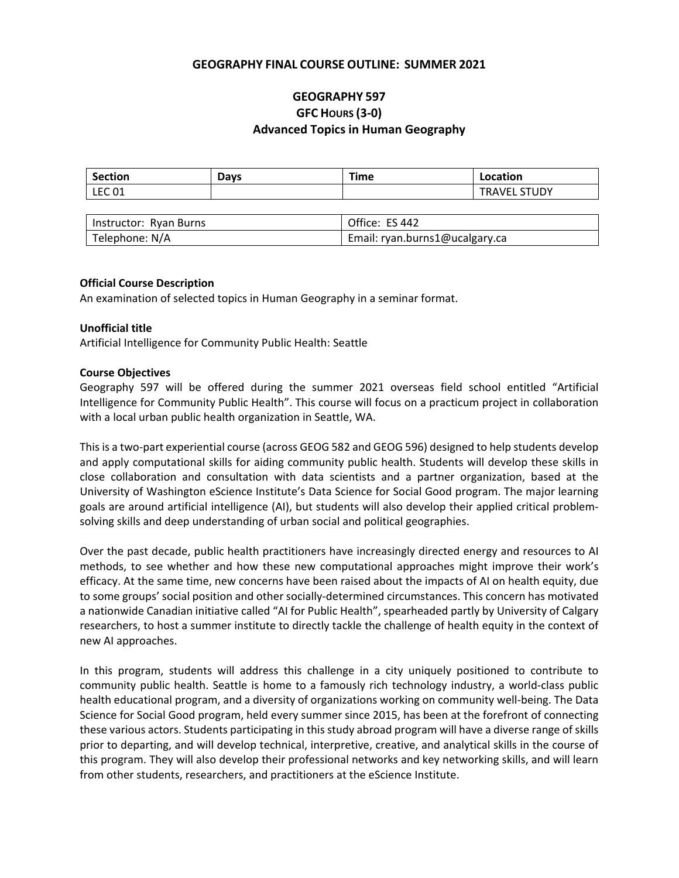**GEOGRAPHY FINAL COURSE OUTLINE: SUMMER 2021**

# GEOGRAPHY 597
## GFC HOURS (3-0)
## Advanced Topics in Human Geography

| Section | Days | Time | Location |
|---|---|---|---|
| LEC 01 | | | TRAVEL STUDY |

| Instructor: Ryan Burns | Office: ES 442 |
|---|---|
| Telephone: N/A | Email: ryan.burns1@ucalgary.ca |

**Official Course Description**

An examination of selected topics in Human Geography in a seminar format.

**Unofficial title**

Artificial Intelligence for Community Public Health: Seattle

**Course Objectives**

Geography 597 will be offered during the summer 2021 overseas field school entitled "Artificial Intelligence for Community Public Health". This course will focus on a practicum project in collaboration with a local urban public health organization in Seattle, WA.

This is a two-part experiential course (across GEOG 582 and GEOG 596) designed to help students develop and apply computational skills for aiding community public health. Students will develop these skills in close collaboration and consultation with data scientists and a partner organization, based at the University of Washington eScience Institute's Data Science for Social Good program. The major learning goals are around artificial intelligence (AI), but students will also develop their applied critical problem-solving skills and deep understanding of urban social and political geographies.

Over the past decade, public health practitioners have increasingly directed energy and resources to AI methods, to see whether and how these new computational approaches might improve their work's efficacy. At the same time, new concerns have been raised about the impacts of AI on health equity, due to some groups' social position and other socially-determined circumstances. This concern has motivated a nationwide Canadian initiative called "AI for Public Health", spearheaded partly by University of Calgary researchers, to host a summer institute to directly tackle the challenge of health equity in the context of new AI approaches.

In this program, students will address this challenge in a city uniquely positioned to contribute to community public health. Seattle is home to a famously rich technology industry, a world-class public health educational program, and a diversity of organizations working on community well-being. The Data Science for Social Good program, held every summer since 2015, has been at the forefront of connecting these various actors. Students participating in this study abroad program will have a diverse range of skills prior to departing, and will develop technical, interpretive, creative, and analytical skills in the course of this program. They will also develop their professional networks and key networking skills, and will learn from other students, researchers, and practitioners at the eScience Institute.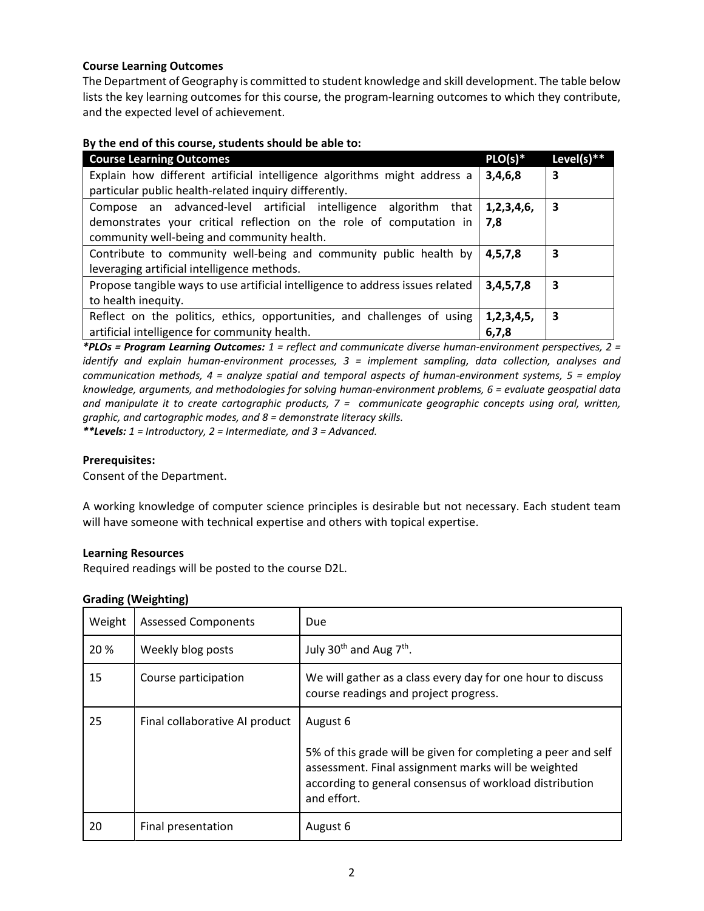**Course Learning Outcomes**

The Department of Geography is committed to student knowledge and skill development. The table below lists the key learning outcomes for this course, the program-learning outcomes to which they contribute, and the expected level of achievement.

**By the end of this course, students should be able to:**

| Course Learning Outcomes | PLO(s)* | Level(s)** |
|---|---|---|
| Explain how different artificial intelligence algorithms might address a particular public health-related inquiry differently. | **3,4,6,8** | **3** |
| Compose an advanced-level artificial intelligence algorithm that demonstrates your critical reflection on the role of computation in community well-being and community health. | **1,2,3,4,6, 7,8** | **3** |
| Contribute to community well-being and community public health by leveraging artificial intelligence methods. | **4,5,7,8** | **3** |
| Propose tangible ways to use artificial intelligence to address issues related to health inequity. | **3,4,5,7,8** | **3** |
| Reflect on the politics, ethics, opportunities, and challenges of using artificial intelligence for community health. | **1,2,3,4,5, 6,7,8** | **3** |

***PLOs = Program Learning Outcomes:** 1 = reflect and communicate diverse human-environment perspectives, 2 = identify and explain human-environment processes, 3 = implement sampling, data collection, analyses and communication methods, 4 = analyze spatial and temporal aspects of human-environment systems, 5 = employ knowledge, arguments, and methodologies for solving human-environment problems, 6 = evaluate geospatial data and manipulate it to create cartographic products, 7 = communicate geographic concepts using oral, written, graphic, and cartographic modes, and 8 = demonstrate literacy skills.*

***Levels:** 1 = Introductory, 2 = Intermediate, and 3 = Advanced.*

**Prerequisites:**

Consent of the Department.

A working knowledge of computer science principles is desirable but not necessary. Each student team will have someone with technical expertise and others with topical expertise.

**Learning Resources**

Required readings will be posted to the course D2L.

**Grading (Weighting)**

| Weight | Assessed Components | Due |
|---|---|---|
| 20 % | Weekly blog posts | July 30th and Aug 7th. |
| 15 | Course participation | We will gather as a class every day for one hour to discuss course readings and project progress. |
| 25 | Final collaborative AI product | August 6<br><br>5% of this grade will be given for completing a peer and self assessment. Final assignment marks will be weighted according to general consensus of workload distribution and effort. |
| 20 | Final presentation | August 6 |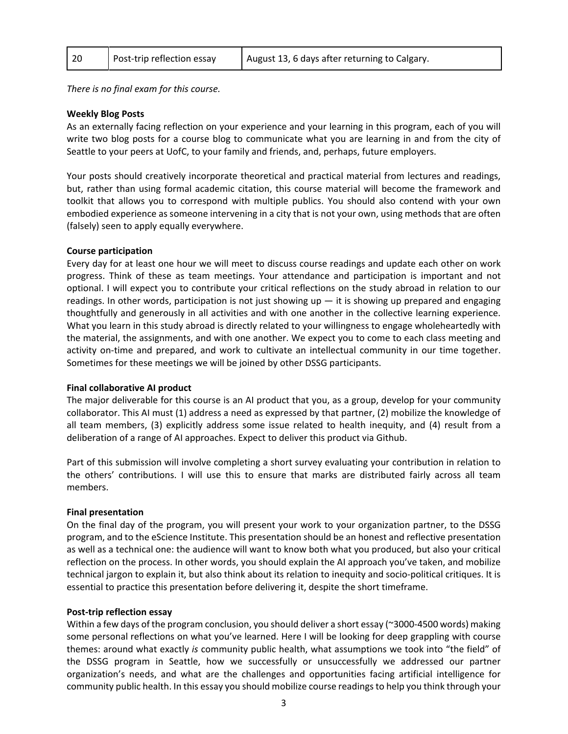| 20 | Post-trip reflection essay | August 13, 6 days after returning to Calgary. |
|---|---|---|

*There is no final exam for this course.*

**Weekly Blog Posts**

As an externally facing reflection on your experience and your learning in this program, each of you will write two blog posts for a course blog to communicate what you are learning in and from the city of Seattle to your peers at UofC, to your family and friends, and, perhaps, future employers.

Your posts should creatively incorporate theoretical and practical material from lectures and readings, but, rather than using formal academic citation, this course material will become the framework and toolkit that allows you to correspond with multiple publics. You should also contend with your own embodied experience as someone intervening in a city that is not your own, using methods that are often (falsely) seen to apply equally everywhere.

**Course participation**

Every day for at least one hour we will meet to discuss course readings and update each other on work progress. Think of these as team meetings. Your attendance and participation is important and not optional. I will expect you to contribute your critical reflections on the study abroad in relation to our readings. In other words, participation is not just showing up — it is showing up prepared and engaging thoughtfully and generously in all activities and with one another in the collective learning experience. What you learn in this study abroad is directly related to your willingness to engage wholeheartedly with the material, the assignments, and with one another. We expect you to come to each class meeting and activity on-time and prepared, and work to cultivate an intellectual community in our time together. Sometimes for these meetings we will be joined by other DSSG participants.

**Final collaborative AI product**

The major deliverable for this course is an AI product that you, as a group, develop for your community collaborator. This AI must (1) address a need as expressed by that partner, (2) mobilize the knowledge of all team members, (3) explicitly address some issue related to health inequity, and (4) result from a deliberation of a range of AI approaches. Expect to deliver this product via Github.

Part of this submission will involve completing a short survey evaluating your contribution in relation to the others' contributions. I will use this to ensure that marks are distributed fairly across all team members.

**Final presentation**

On the final day of the program, you will present your work to your organization partner, to the DSSG program, and to the eScience Institute. This presentation should be an honest and reflective presentation as well as a technical one: the audience will want to know both what you produced, but also your critical reflection on the process. In other words, you should explain the AI approach you've taken, and mobilize technical jargon to explain it, but also think about its relation to inequity and socio-political critiques. It is essential to practice this presentation before delivering it, despite the short timeframe.

**Post-trip reflection essay**

Within a few days of the program conclusion, you should deliver a short essay (~3000-4500 words) making some personal reflections on what you've learned. Here I will be looking for deep grappling with course themes: around what exactly *is* community public health, what assumptions we took into "the field" of the DSSG program in Seattle, how we successfully or unsuccessfully we addressed our partner organization's needs, and what are the challenges and opportunities facing artificial intelligence for community public health. In this essay you should mobilize course readings to help you think through your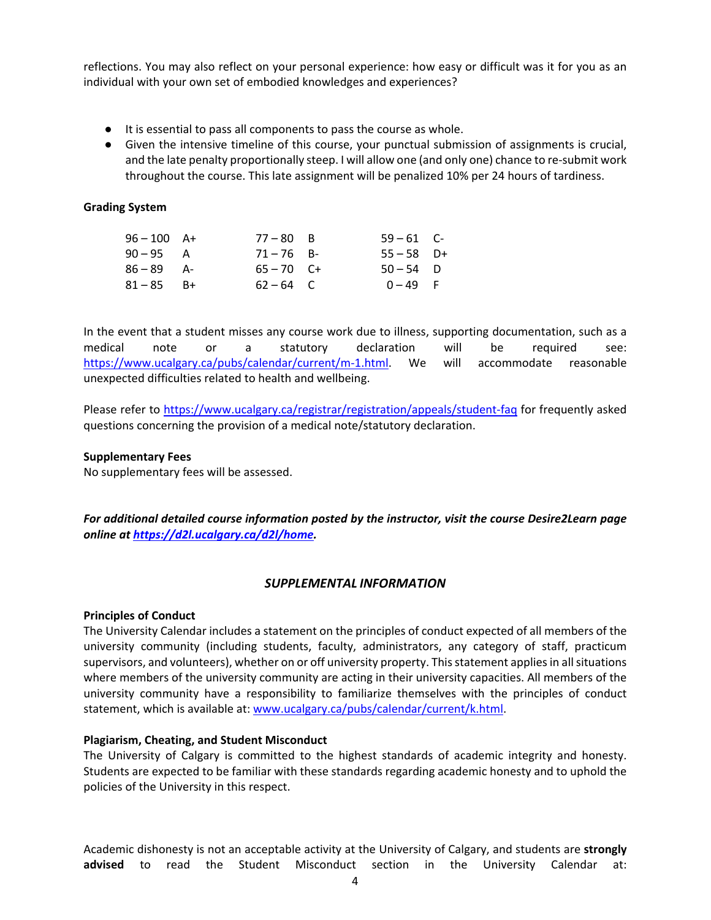reflections. You may also reflect on your personal experience: how easy or difficult was it for you as an individual with your own set of embodied knowledges and experiences?

- It is essential to pass all components to pass the course as whole.
- Given the intensive timeline of this course, your punctual submission of assignments is crucial, and the late penalty proportionally steep. I will allow one (and only one) chance to re-submit work throughout the course. This late assignment will be penalized 10% per 24 hours of tardiness.

**Grading System**

| | | | | | |
|---|---|---|---|---|---|
| 96 – 100 | A+ | 77 – 80 | B | 59 – 61 | C- |
| 90 – 95 | A | 71 – 76 | B- | 55 – 58 | D+ |
| 86 – 89 | A- | 65 – 70 | C+ | 50 – 54 | D |
| 81 – 85 | B+ | 62 – 64 | C | 0 – 49 | F |

In the event that a student misses any course work due to illness, supporting documentation, such as a medical note or a statutory declaration will be required see: https://www.ucalgary.ca/pubs/calendar/current/m-1.html. We will accommodate reasonable unexpected difficulties related to health and wellbeing.

Please refer to https://www.ucalgary.ca/registrar/registration/appeals/student-faq for frequently asked questions concerning the provision of a medical note/statutory declaration.

**Supplementary Fees**
No supplementary fees will be assessed.

***For additional detailed course information posted by the instructor, visit the course Desire2Learn page online at https://d2l.ucalgary.ca/d2l/home.***

## *SUPPLEMENTAL INFORMATION*

**Principles of Conduct**
The University Calendar includes a statement on the principles of conduct expected of all members of the university community (including students, faculty, administrators, any category of staff, practicum supervisors, and volunteers), whether on or off university property. This statement applies in all situations where members of the university community are acting in their university capacities. All members of the university community have a responsibility to familiarize themselves with the principles of conduct statement, which is available at: www.ucalgary.ca/pubs/calendar/current/k.html.

**Plagiarism, Cheating, and Student Misconduct**
The University of Calgary is committed to the highest standards of academic integrity and honesty. Students are expected to be familiar with these standards regarding academic honesty and to uphold the policies of the University in this respect.

Academic dishonesty is not an acceptable activity at the University of Calgary, and students are **strongly advised** to read the Student Misconduct section in the University Calendar at: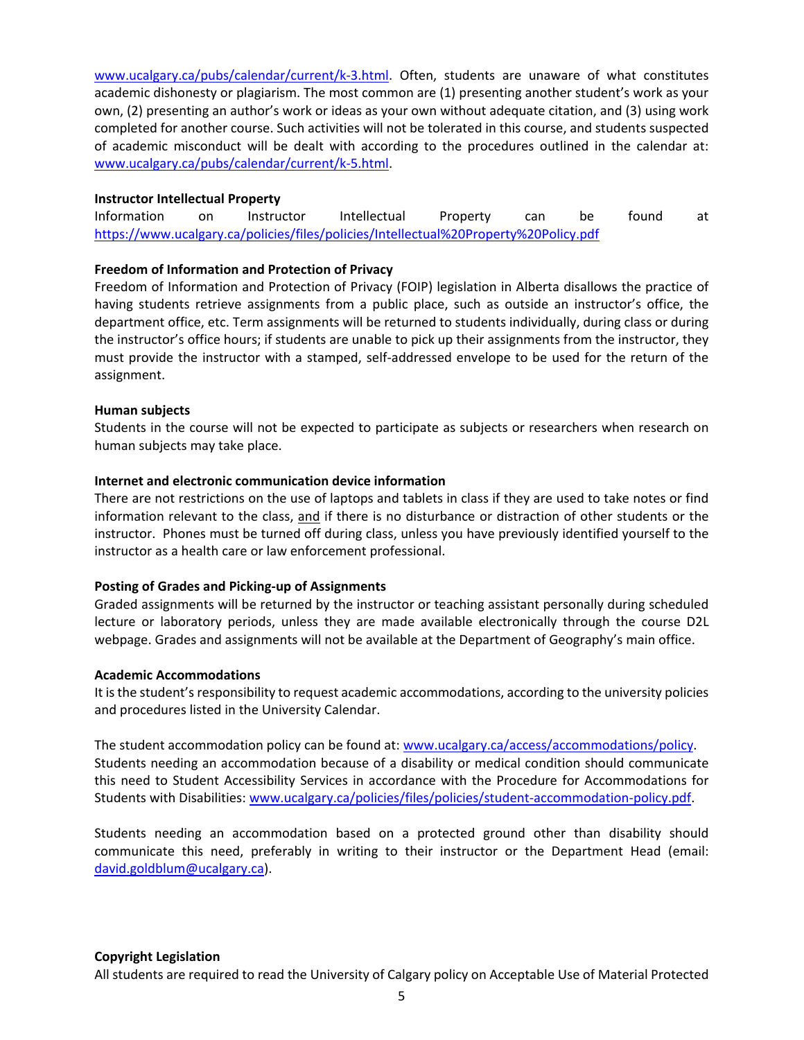www.ucalgary.ca/pubs/calendar/current/k-3.html. Often, students are unaware of what constitutes academic dishonesty or plagiarism. The most common are (1) presenting another student's work as your own, (2) presenting an author's work or ideas as your own without adequate citation, and (3) using work completed for another course. Such activities will not be tolerated in this course, and students suspected of academic misconduct will be dealt with according to the procedures outlined in the calendar at: www.ucalgary.ca/pubs/calendar/current/k-5.html.

**Instructor Intellectual Property**

Information on Instructor Intellectual Property can be found at https://www.ucalgary.ca/policies/files/policies/Intellectual%20Property%20Policy.pdf

**Freedom of Information and Protection of Privacy**

Freedom of Information and Protection of Privacy (FOIP) legislation in Alberta disallows the practice of having students retrieve assignments from a public place, such as outside an instructor's office, the department office, etc. Term assignments will be returned to students individually, during class or during the instructor's office hours; if students are unable to pick up their assignments from the instructor, they must provide the instructor with a stamped, self-addressed envelope to be used for the return of the assignment.

**Human subjects**

Students in the course will not be expected to participate as subjects or researchers when research on human subjects may take place.

**Internet and electronic communication device information**

There are not restrictions on the use of laptops and tablets in class if they are used to take notes or find information relevant to the class, and if there is no disturbance or distraction of other students or the instructor. Phones must be turned off during class, unless you have previously identified yourself to the instructor as a health care or law enforcement professional.

**Posting of Grades and Picking-up of Assignments**

Graded assignments will be returned by the instructor or teaching assistant personally during scheduled lecture or laboratory periods, unless they are made available electronically through the course D2L webpage. Grades and assignments will not be available at the Department of Geography's main office.

**Academic Accommodations**

It is the student's responsibility to request academic accommodations, according to the university policies and procedures listed in the University Calendar.

The student accommodation policy can be found at: www.ucalgary.ca/access/accommodations/policy. Students needing an accommodation because of a disability or medical condition should communicate this need to Student Accessibility Services in accordance with the Procedure for Accommodations for Students with Disabilities: www.ucalgary.ca/policies/files/policies/student-accommodation-policy.pdf.

Students needing an accommodation based on a protected ground other than disability should communicate this need, preferably in writing to their instructor or the Department Head (email: david.goldblum@ucalgary.ca).

**Copyright Legislation**

All students are required to read the University of Calgary policy on Acceptable Use of Material Protected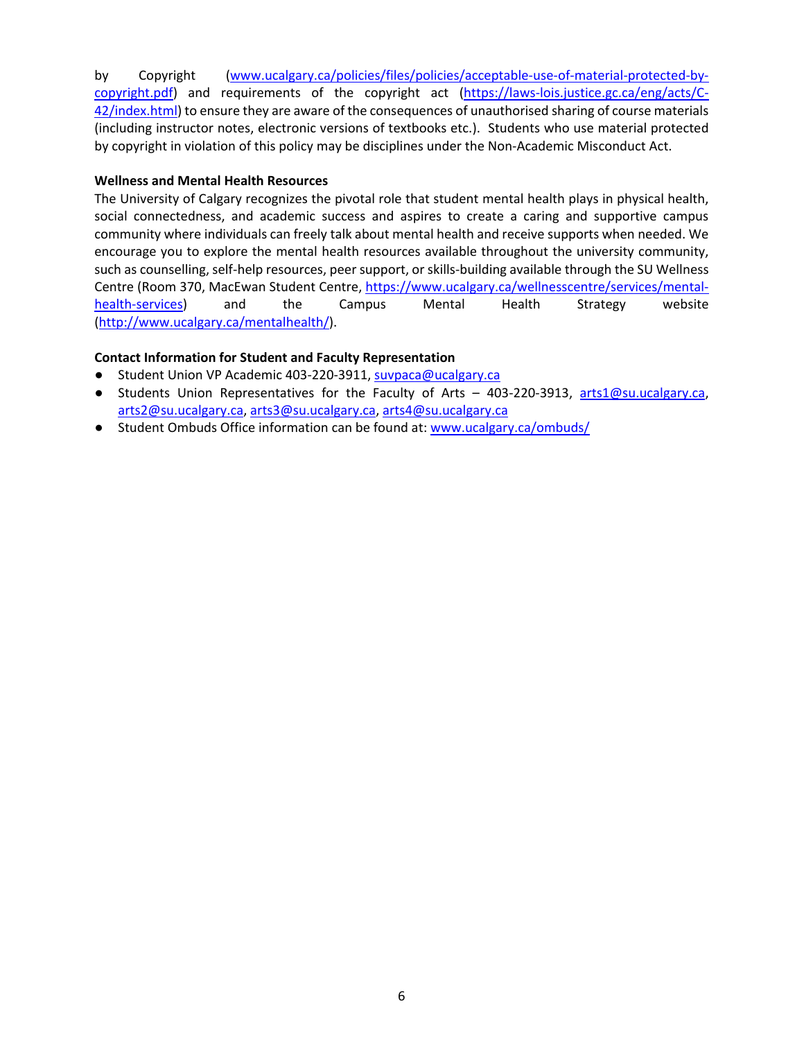by Copyright (www.ucalgary.ca/policies/files/policies/acceptable-use-of-material-protected-by-copyright.pdf) and requirements of the copyright act (https://laws-lois.justice.gc.ca/eng/acts/C-42/index.html) to ensure they are aware of the consequences of unauthorised sharing of course materials (including instructor notes, electronic versions of textbooks etc.). Students who use material protected by copyright in violation of this policy may be disciplines under the Non-Academic Misconduct Act.

**Wellness and Mental Health Resources**

The University of Calgary recognizes the pivotal role that student mental health plays in physical health, social connectedness, and academic success and aspires to create a caring and supportive campus community where individuals can freely talk about mental health and receive supports when needed. We encourage you to explore the mental health resources available throughout the university community, such as counselling, self-help resources, peer support, or skills-building available through the SU Wellness Centre (Room 370, MacEwan Student Centre, https://www.ucalgary.ca/wellnesscentre/services/mental-health-services) and the Campus Mental Health Strategy website (http://www.ucalgary.ca/mentalhealth/).

**Contact Information for Student and Faculty Representation**

- Student Union VP Academic 403-220-3911, suvpaca@ucalgary.ca
- Students Union Representatives for the Faculty of Arts – 403-220-3913, arts1@su.ucalgary.ca, arts2@su.ucalgary.ca, arts3@su.ucalgary.ca, arts4@su.ucalgary.ca
- Student Ombuds Office information can be found at: www.ucalgary.ca/ombuds/